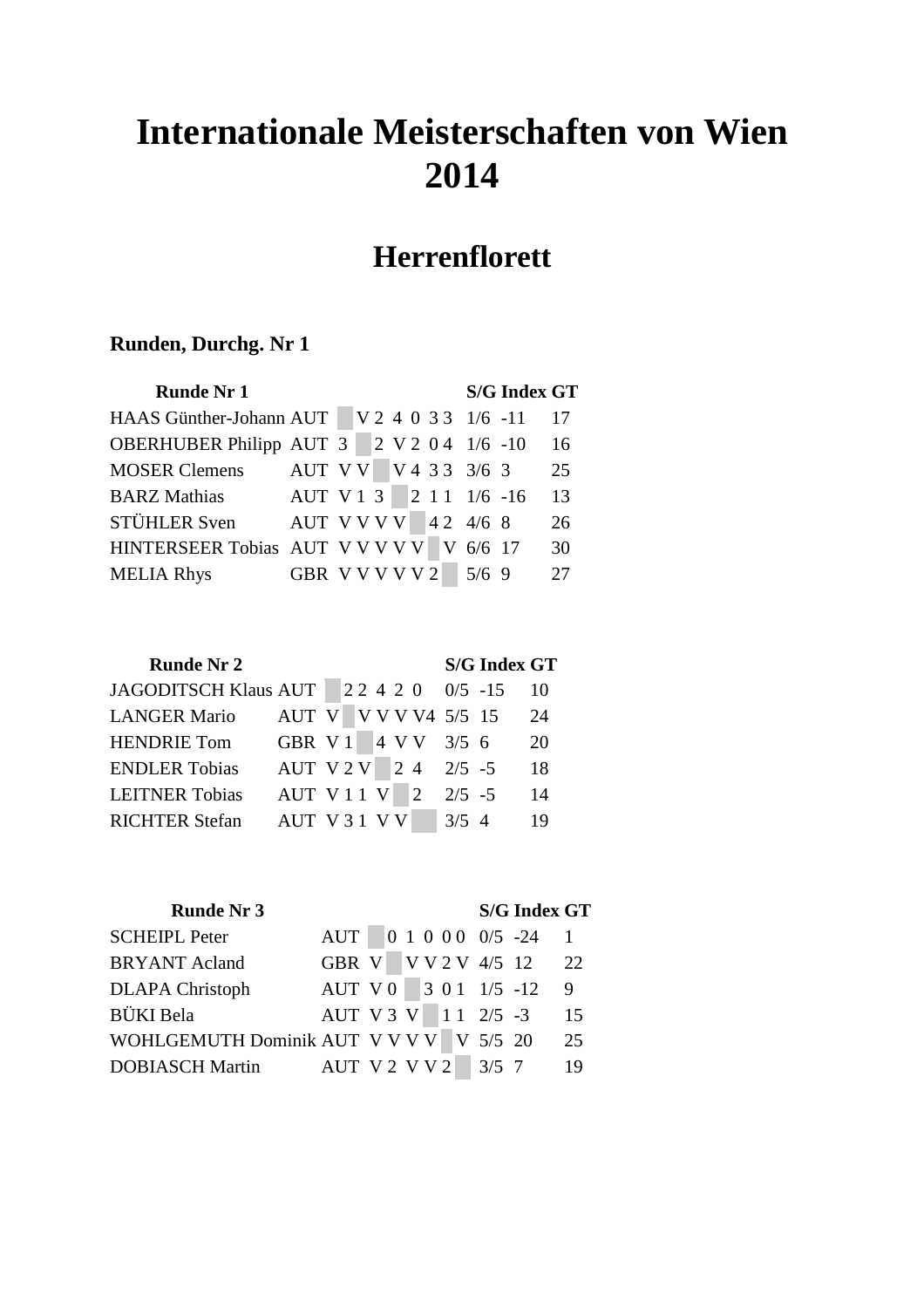# Internationale Meisterschaften von Wien 2014

## Herrenflorett

### Runden, Durchg. Nr 1

| Runde Nr 1 | | | | | | | | | | S/G | Index | GT |
|---|---|---|---|---|---|---|---|---|---|---|---|---|
| HAAS Günther-Johann | AUT | | V | 2 | 4 | 0 | 3 | 3 | | 1/6 | -11 | 17 |
| OBERHUBER Philipp | AUT | 3 | | 2 | V | 2 | 0 | 4 | | 1/6 | -10 | 16 |
| MOSER Clemens | AUT | V | V | | V | 4 | 3 | 3 | | 3/6 | 3 | 25 |
| BARZ Mathias | AUT | V | 1 | 3 | | 2 | 1 | 1 | | 1/6 | -16 | 13 |
| STÜHLER Sven | AUT | V | V | V | V | | 4 | 2 | | 4/6 | 8 | 26 |
| HINTERSEER Tobias | AUT | V | V | V | V | V | | V | | 6/6 | 17 | 30 |
| MELIA Rhys | GBR | V | V | V | V | V | 2 | | | 5/6 | 9 | 27 |

| Runde Nr 2 | | | | | | | | S/G | Index | GT |
|---|---|---|---|---|---|---|---|---|---|---|
| JAGODITSCH Klaus | AUT | | 2 | 2 | 4 | 2 | 0 | 0/5 | -15 | 10 |
| LANGER Mario | AUT | V | | V | V | V | V4 | 5/5 | 15 | 24 |
| HENDRIE Tom | GBR | V | 1 | | 4 | V | V | 3/5 | 6 | 20 |
| ENDLER Tobias | AUT | V | 2 | V | | 2 | 4 | 2/5 | -5 | 18 |
| LEITNER Tobias | AUT | V | 1 | 1 | V | | 2 | 2/5 | -5 | 14 |
| RICHTER Stefan | AUT | V | 3 | 1 | V | V | | 3/5 | 4 | 19 |

| Runde Nr 3 | | | | | | | | S/G | Index | GT |
|---|---|---|---|---|---|---|---|---|---|---|
| SCHEIPL Peter | AUT | | 0 | 1 | 0 | 0 | 0 | 0/5 | -24 | 1 |
| BRYANT Acland | GBR | V | | V | V | 2 | V | 4/5 | 12 | 22 |
| DLAPA Christoph | AUT | V | 0 | | 3 | 0 | 1 | 1/5 | -12 | 9 |
| BÜKI Bela | AUT | V | 3 | V | | 1 | 1 | 2/5 | -3 | 15 |
| WOHLGEMUTH Dominik | AUT | V | V | V | V | | V | 5/5 | 20 | 25 |
| DOBIASCH Martin | AUT | V | 2 | V | V | 2 | | 3/5 | 7 | 19 |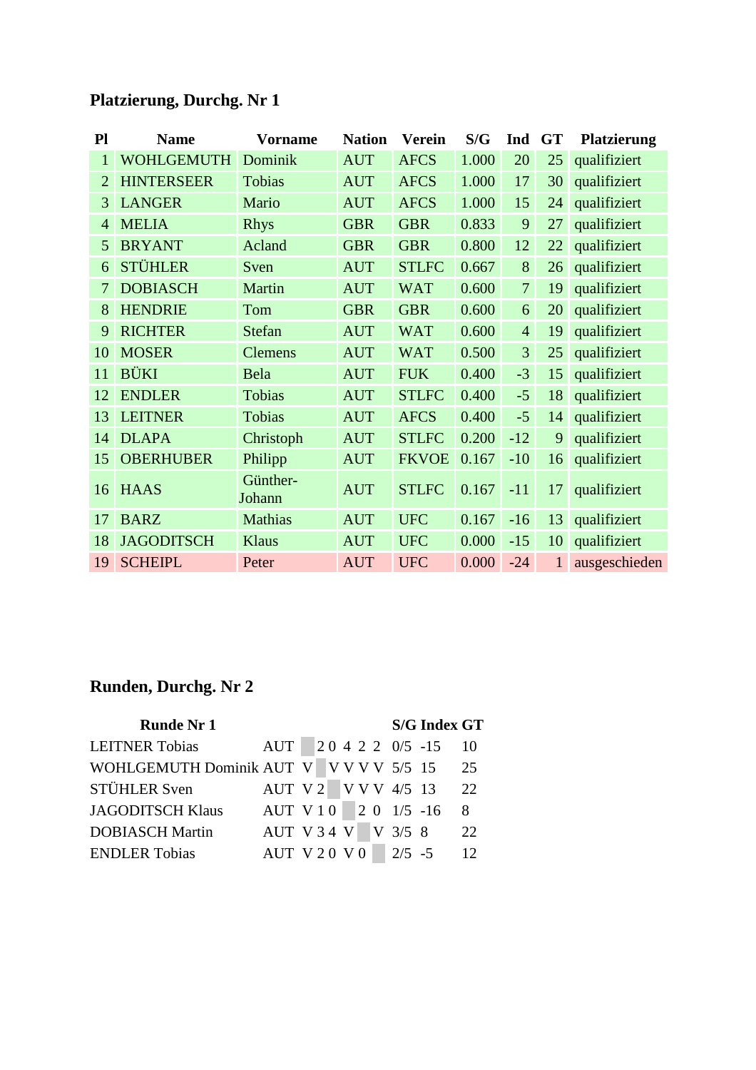## Platzierung, Durchg. Nr 1

| Pl | Name | Vorname | Nation | Verein | S/G | Ind | GT | Platzierung |
|---|---|---|---|---|---|---|---|---|
| 1 | WOHLGEMUTH | Dominik | AUT | AFCS | 1.000 | 20 | 25 | qualifiziert |
| 2 | HINTERSEER | Tobias | AUT | AFCS | 1.000 | 17 | 30 | qualifiziert |
| 3 | LANGER | Mario | AUT | AFCS | 1.000 | 15 | 24 | qualifiziert |
| 4 | MELIA | Rhys | GBR | GBR | 0.833 | 9 | 27 | qualifiziert |
| 5 | BRYANT | Acland | GBR | GBR | 0.800 | 12 | 22 | qualifiziert |
| 6 | STÜHLER | Sven | AUT | STLFC | 0.667 | 8 | 26 | qualifiziert |
| 7 | DOBIASCH | Martin | AUT | WAT | 0.600 | 7 | 19 | qualifiziert |
| 8 | HENDRIE | Tom | GBR | GBR | 0.600 | 6 | 20 | qualifiziert |
| 9 | RICHTER | Stefan | AUT | WAT | 0.600 | 4 | 19 | qualifiziert |
| 10 | MOSER | Clemens | AUT | WAT | 0.500 | 3 | 25 | qualifiziert |
| 11 | BÜKI | Bela | AUT | FUK | 0.400 | -3 | 15 | qualifiziert |
| 12 | ENDLER | Tobias | AUT | STLFC | 0.400 | -5 | 18 | qualifiziert |
| 13 | LEITNER | Tobias | AUT | AFCS | 0.400 | -5 | 14 | qualifiziert |
| 14 | DLAPA | Christoph | AUT | STLFC | 0.200 | -12 | 9 | qualifiziert |
| 15 | OBERHUBER | Philipp | AUT | FKVOE | 0.167 | -10 | 16 | qualifiziert |
| 16 | HAAS | Günther-Johann | AUT | STLFC | 0.167 | -11 | 17 | qualifiziert |
| 17 | BARZ | Mathias | AUT | UFC | 0.167 | -16 | 13 | qualifiziert |
| 18 | JAGODITSCH | Klaus | AUT | UFC | 0.000 | -15 | 10 | qualifiziert |
| 19 | SCHEIPL | Peter | AUT | UFC | 0.000 | -24 | 1 | ausgeschieden |

## Runden, Durchg. Nr 2

| Runde Nr 1 | | | | | | | | S/G | Index | GT |
|---|---|---|---|---|---|---|---|---|---|---|
| LEITNER Tobias | AUT | | 2 | 0 | 4 | 2 | 2 | 0/5 | -15 | 10 |
| WOHLGEMUTH Dominik | AUT | V | | V | V | V | V | 5/5 | 15 | 25 |
| STÜHLER Sven | AUT | V | 2 | | V | V | V | 4/5 | 13 | 22 |
| JAGODITSCH Klaus | AUT | V | 1 | 0 | | 2 | 0 | 1/5 | -16 | 8 |
| DOBIASCH Martin | AUT | V | 3 | 4 | V | | V | 3/5 | 8 | 22 |
| ENDLER Tobias | AUT | V | 2 | 0 | V | 0 | | 2/5 | -5 | 12 |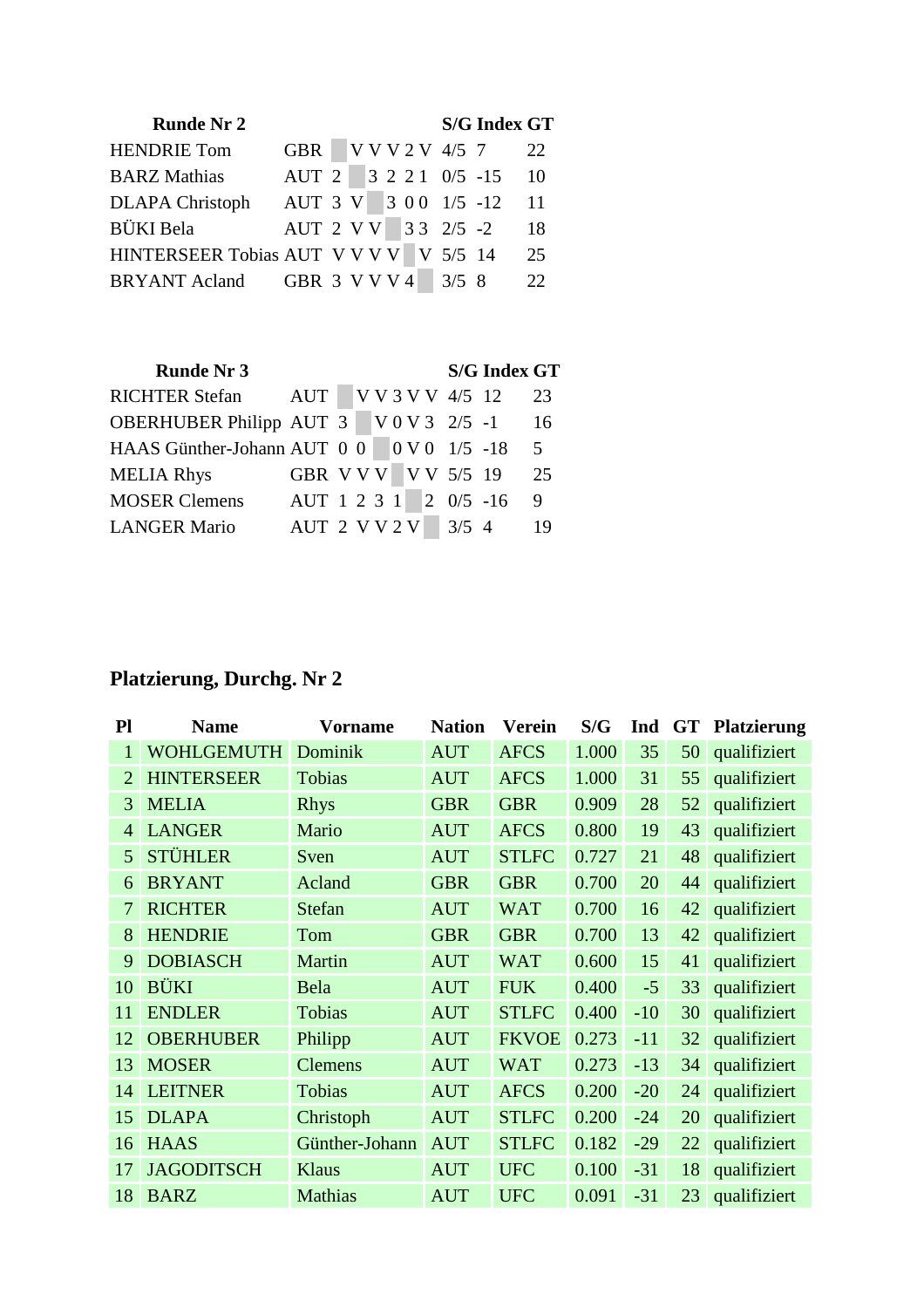| Runde Nr 2 | | | | | | | | | S/G | Index | GT |
|---|---|---|---|---|---|---|---|---|---|---|---|
| HENDRIE Tom | GBR | | V | V | V | 2 | V | | 4/5 | 7 | 22 |
| BARZ Mathias | AUT | 2 | | 3 | 2 | 2 | 1 | | 0/5 | -15 | 10 |
| DLAPA Christoph | AUT | 3 | V | | 3 | 0 | 0 | | 1/5 | -12 | 11 |
| BÜKI Bela | AUT | 2 | V | V | | 3 | 3 | | 2/5 | -2 | 18 |
| HINTERSEER Tobias | AUT | V | V | V | V | | V | | 5/5 | 14 | 25 |
| BRYANT Acland | GBR | 3 | V | V | V | 4 | | | 3/5 | 8 | 22 |

| Runde Nr 3 | | | | | | | | | S/G | Index | GT |
|---|---|---|---|---|---|---|---|---|---|---|---|
| RICHTER Stefan | AUT | | V | V | 3 | V | V | | 4/5 | 12 | 23 |
| OBERHUBER Philipp | AUT | 3 | | V | 0 | V | 3 | | 2/5 | -1 | 16 |
| HAAS Günther-Johann | AUT | 0 | 0 | | 0 | V | 0 | | 1/5 | -18 | 5 |
| MELIA Rhys | GBR | V | V | V | | V | V | | 5/5 | 19 | 25 |
| MOSER Clemens | AUT | 1 | 2 | 3 | 1 | | 2 | | 0/5 | -16 | 9 |
| LANGER Mario | AUT | 2 | V | V | 2 | V | | | 3/5 | 4 | 19 |

## Platzierung, Durchg. Nr 2

| Pl | Name | Vorname | Nation | Verein | S/G | Ind | GT | Platzierung |
|---|---|---|---|---|---|---|---|---|
| 1 | WOHLGEMUTH | Dominik | AUT | AFCS | 1.000 | 35 | 50 | qualifiziert |
| 2 | HINTERSEER | Tobias | AUT | AFCS | 1.000 | 31 | 55 | qualifiziert |
| 3 | MELIA | Rhys | GBR | GBR | 0.909 | 28 | 52 | qualifiziert |
| 4 | LANGER | Mario | AUT | AFCS | 0.800 | 19 | 43 | qualifiziert |
| 5 | STÜHLER | Sven | AUT | STLFC | 0.727 | 21 | 48 | qualifiziert |
| 6 | BRYANT | Acland | GBR | GBR | 0.700 | 20 | 44 | qualifiziert |
| 7 | RICHTER | Stefan | AUT | WAT | 0.700 | 16 | 42 | qualifiziert |
| 8 | HENDRIE | Tom | GBR | GBR | 0.700 | 13 | 42 | qualifiziert |
| 9 | DOBIASCH | Martin | AUT | WAT | 0.600 | 15 | 41 | qualifiziert |
| 10 | BÜKI | Bela | AUT | FUK | 0.400 | -5 | 33 | qualifiziert |
| 11 | ENDLER | Tobias | AUT | STLFC | 0.400 | -10 | 30 | qualifiziert |
| 12 | OBERHUBER | Philipp | AUT | FKVOE | 0.273 | -11 | 32 | qualifiziert |
| 13 | MOSER | Clemens | AUT | WAT | 0.273 | -13 | 34 | qualifiziert |
| 14 | LEITNER | Tobias | AUT | AFCS | 0.200 | -20 | 24 | qualifiziert |
| 15 | DLAPA | Christoph | AUT | STLFC | 0.200 | -24 | 20 | qualifiziert |
| 16 | HAAS | Günther-Johann | AUT | STLFC | 0.182 | -29 | 22 | qualifiziert |
| 17 | JAGODITSCH | Klaus | AUT | UFC | 0.100 | -31 | 18 | qualifiziert |
| 18 | BARZ | Mathias | AUT | UFC | 0.091 | -31 | 23 | qualifiziert |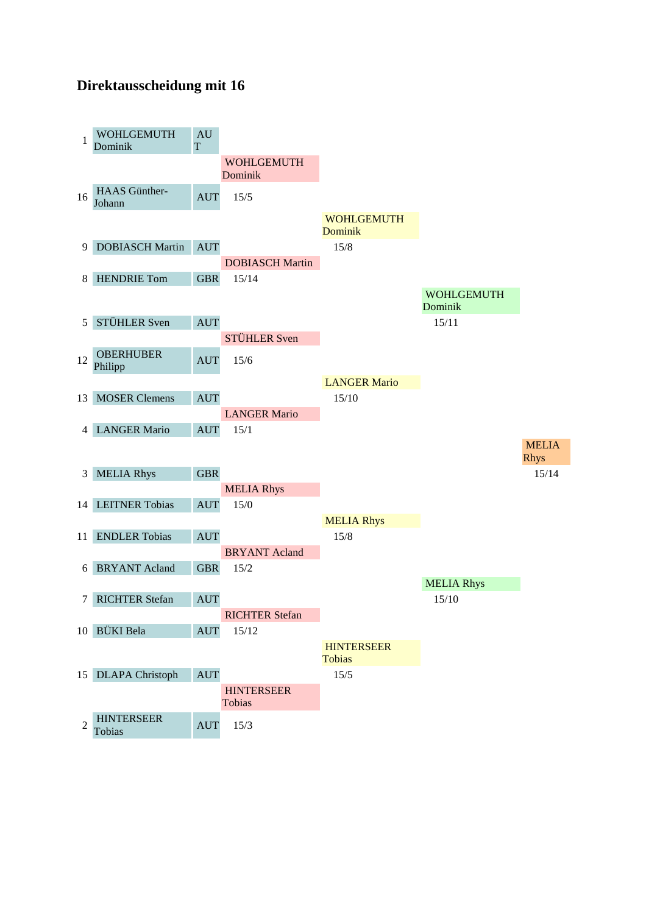## Direktausscheidung mit 16

| Seed | Name | Nation | Round of 16 | Quarterfinal | Semifinal | Final |
|---|---|---|---|---|---|---|
| 1 | WOHLGEMUTH Dominik | AUT | | | | |
| | | | WOHLGEMUTH Dominik | | | |
| 16 | HAAS Günther-Johann | AUT | 15/5 | | | |
| | | | | WOHLGEMUTH Dominik | | |
| 9 | DOBIASCH Martin | AUT | | 15/8 | | |
| | | | DOBIASCH Martin | | | |
| 8 | HENDRIE Tom | GBR | 15/14 | | | |
| | | | | | WOHLGEMUTH Dominik | |
| 5 | STÜHLER Sven | AUT | | | 15/11 | |
| | | | STÜHLER Sven | | | |
| 12 | OBERHUBER Philipp | AUT | 15/6 | | | |
| | | | | LANGER Mario | | |
| 13 | MOSER Clemens | AUT | | 15/10 | | |
| | | | LANGER Mario | | | |
| 4 | LANGER Mario | AUT | 15/1 | | | |
| | | | | | | MELIA Rhys |
| 3 | MELIA Rhys | GBR | | | | 15/14 |
| | | | MELIA Rhys | | | |
| 14 | LEITNER Tobias | AUT | 15/0 | | | |
| | | | | MELIA Rhys | | |
| 11 | ENDLER Tobias | AUT | | 15/8 | | |
| | | | BRYANT Acland | | | |
| 6 | BRYANT Acland | GBR | 15/2 | | | |
| | | | | | MELIA Rhys | |
| 7 | RICHTER Stefan | AUT | | | 15/10 | |
| | | | RICHTER Stefan | | | |
| 10 | BÜKI Bela | AUT | 15/12 | | | |
| | | | | HINTERSEER Tobias | | |
| 15 | DLAPA Christoph | AUT | | 15/5 | | |
| | | | HINTERSEER Tobias | | | |
| 2 | HINTERSEER Tobias | AUT | 15/3 | | | |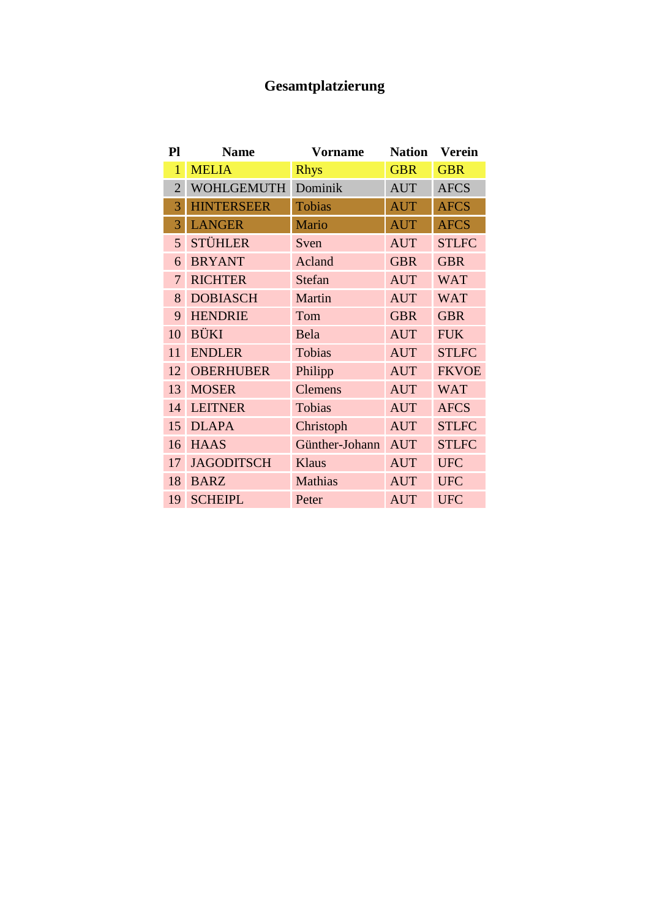# Gesamtplatzierung

| Pl | Name | Vorname | Nation | Verein |
|---|---|---|---|---|
| 1 | MELIA | Rhys | GBR | GBR |
| 2 | WOHLGEMUTH | Dominik | AUT | AFCS |
| 3 | HINTERSEER | Tobias | AUT | AFCS |
| 3 | LANGER | Mario | AUT | AFCS |
| 5 | STÜHLER | Sven | AUT | STLFC |
| 6 | BRYANT | Acland | GBR | GBR |
| 7 | RICHTER | Stefan | AUT | WAT |
| 8 | DOBIASCH | Martin | AUT | WAT |
| 9 | HENDRIE | Tom | GBR | GBR |
| 10 | BÜKI | Bela | AUT | FUK |
| 11 | ENDLER | Tobias | AUT | STLFC |
| 12 | OBERHUBER | Philipp | AUT | FKVOE |
| 13 | MOSER | Clemens | AUT | WAT |
| 14 | LEITNER | Tobias | AUT | AFCS |
| 15 | DLAPA | Christoph | AUT | STLFC |
| 16 | HAAS | Günther-Johann | AUT | STLFC |
| 17 | JAGODITSCH | Klaus | AUT | UFC |
| 18 | BARZ | Mathias | AUT | UFC |
| 19 | SCHEIPL | Peter | AUT | UFC |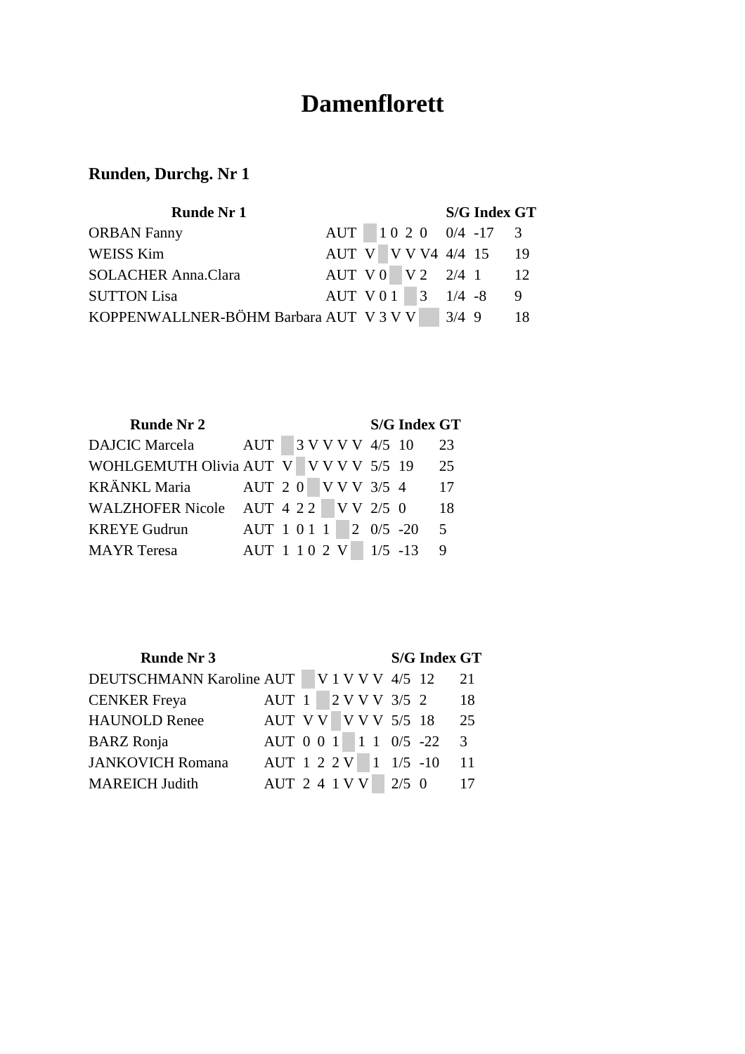# Damenflorett

## Runden, Durchg. Nr 1

| Runde Nr 1 | | | | | | | | S/G | Index | GT |
|---|---|---|---|---|---|---|---|---|---|---|
| ORBAN Fanny | AUT | | 1 | 0 | 2 | 0 | | 0/4 | -17 | 3 |
| WEISS Kim | AUT | V | | V | V | V | 4 | 4/4 | 15 | 19 |
| SOLACHER Anna.Clara | AUT | V | 0 | | V | 2 | | 2/4 | 1 | 12 |
| SUTTON Lisa | AUT | V | 0 | 1 | | 3 | | 1/4 | -8 | 9 |
| KOPPENWALLNER-BÖHM Barbara | AUT | V | 3 | V | V | | | 3/4 | 9 | 18 |

| Runde Nr 2 | | | | | | | | S/G | Index | GT |
|---|---|---|---|---|---|---|---|---|---|---|
| DAJCIC Marcela | AUT | | 3 | V | V | V | V | 4/5 | 10 | 23 |
| WOHLGEMUTH Olivia | AUT | V | | V | V | V | V | 5/5 | 19 | 25 |
| KRÄNKL Maria | AUT | 2 | 0 | | V | V | V | 3/5 | 4 | 17 |
| WALZHOFER Nicole | AUT | 4 | 2 | 2 | | V | V | 2/5 | 0 | 18 |
| KREYE Gudrun | AUT | 1 | 0 | 1 | 1 | | 2 | 0/5 | -20 | 5 |
| MAYR Teresa | AUT | 1 | 1 | 0 | 2 | V | | 1/5 | -13 | 9 |

| Runde Nr 3 | | | | | | | | S/G | Index | GT |
|---|---|---|---|---|---|---|---|---|---|---|
| DEUTSCHMANN Karoline | AUT | | V | 1 | V | V | V | 4/5 | 12 | 21 |
| CENKER Freya | AUT | 1 | | 2 | V | V | V | 3/5 | 2 | 18 |
| HAUNOLD Renee | AUT | V | V | | V | V | V | 5/5 | 18 | 25 |
| BARZ Ronja | AUT | 0 | 0 | 1 | | 1 | 1 | 0/5 | -22 | 3 |
| JANKOVICH Romana | AUT | 1 | 2 | 2 | V | | 1 | 1/5 | -10 | 11 |
| MAREICH Judith | AUT | 2 | 4 | 1 | V | V | | 2/5 | 0 | 17 |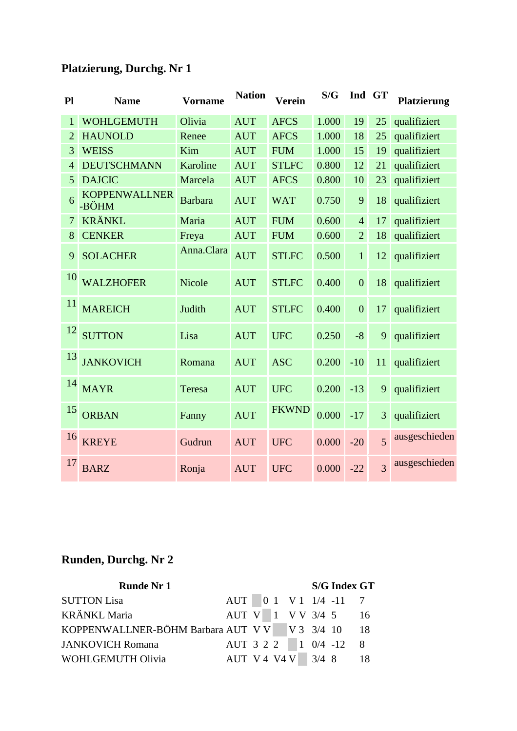## Platzierung, Durchg. Nr 1

| Pl | Name | Vorname | Nation | Verein | S/G | Ind | GT | Platzierung |
|---|---|---|---|---|---|---|---|---|
| 1 | WOHLGEMUTH | Olivia | AUT | AFCS | 1.000 | 19 | 25 | qualifiziert |
| 2 | HAUNOLD | Renee | AUT | AFCS | 1.000 | 18 | 25 | qualifiziert |
| 3 | WEISS | Kim | AUT | FUM | 1.000 | 15 | 19 | qualifiziert |
| 4 | DEUTSCHMANN | Karoline | AUT | STLFC | 0.800 | 12 | 21 | qualifiziert |
| 5 | DAJCIC | Marcela | AUT | AFCS | 0.800 | 10 | 23 | qualifiziert |
| 6 | KOPPENWALLNER -BÖHM | Barbara | AUT | WAT | 0.750 | 9 | 18 | qualifiziert |
| 7 | KRÄNKL | Maria | AUT | FUM | 0.600 | 4 | 17 | qualifiziert |
| 8 | CENKER | Freya | AUT | FUM | 0.600 | 2 | 18 | qualifiziert |
| 9 | SOLACHER | Anna.Clara | AUT | STLFC | 0.500 | 1 | 12 | qualifiziert |
| 10 | WALZHOFER | Nicole | AUT | STLFC | 0.400 | 0 | 18 | qualifiziert |
| 11 | MAREICH | Judith | AUT | STLFC | 0.400 | 0 | 17 | qualifiziert |
| 12 | SUTTON | Lisa | AUT | UFC | 0.250 | -8 | 9 | qualifiziert |
| 13 | JANKOVICH | Romana | AUT | ASC | 0.200 | -10 | 11 | qualifiziert |
| 14 | MAYR | Teresa | AUT | UFC | 0.200 | -13 | 9 | qualifiziert |
| 15 | ORBAN | Fanny | AUT | FKWND | 0.000 | -17 | 3 | qualifiziert |
| 16 | KREYE | Gudrun | AUT | UFC | 0.000 | -20 | 5 | ausgeschieden |
| 17 | BARZ | Ronja | AUT | UFC | 0.000 | -22 | 3 | ausgeschieden |

## Runden, Durchg. Nr 2

| Runde Nr 1 | | | | | | | | S/G | Index | GT |
|---|---|---|---|---|---|---|---|---|---|---|
| SUTTON Lisa | AUT | | 0 | 1 | V | 1 | | 1/4 | -11 | 7 |
| KRÄNKL Maria | AUT | V | | 1 | V | V | | 3/4 | 5 | 16 |
| KOPPENWALLNER-BÖHM Barbara | AUT | V | V | | V | 3 | | 3/4 | 10 | 18 |
| JANKOVICH Romana | AUT | 3 | 2 | 2 | | 1 | | 0/4 | -12 | 8 |
| WOHLGEMUTH Olivia | AUT | V | 4 | V4 | V | | | 3/4 | 8 | 18 |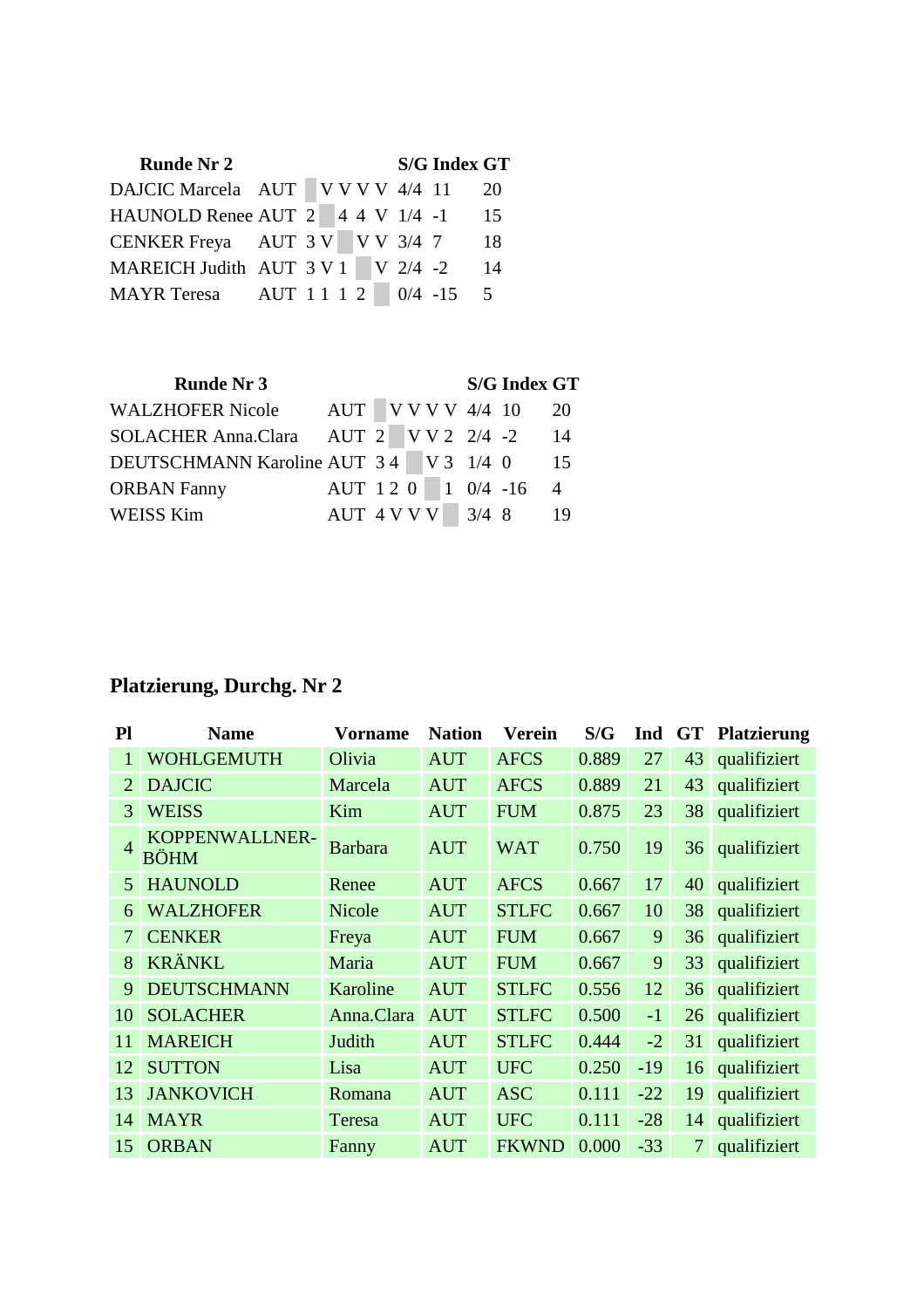| Runde Nr 2 | | | | | | | | S/G | Index | GT |
|---|---|---|---|---|---|---|---|---|---|---|
| DAJCIC Marcela | AUT | | V | V | V | V | | 4/4 | 11 | 20 |
| HAUNOLD Renee | AUT | 2 | | 4 | 4 | V | | 1/4 | -1 | 15 |
| CENKER Freya | AUT | 3 | V | | V | V | | 3/4 | 7 | 18 |
| MAREICH Judith | AUT | 3 | V | 1 | | V | | 2/4 | -2 | 14 |
| MAYR Teresa | AUT | 1 | 1 | 1 | 2 | | | 0/4 | -15 | 5 |

| Runde Nr 3 | | | | | | | | S/G | Index | GT |
|---|---|---|---|---|---|---|---|---|---|---|
| WALZHOFER Nicole | AUT | | V | V | V | V | | 4/4 | 10 | 20 |
| SOLACHER Anna.Clara | AUT | 2 | | V | V | 2 | | 2/4 | -2 | 14 |
| DEUTSCHMANN Karoline | AUT | 3 | 4 | | V | 3 | | 1/4 | 0 | 15 |
| ORBAN Fanny | AUT | 1 | 2 | 0 | | 1 | | 0/4 | -16 | 4 |
| WEISS Kim | AUT | 4 | V | V | V | | | 3/4 | 8 | 19 |

## Platzierung, Durchg. Nr 2

| Pl | Name | Vorname | Nation | Verein | S/G | Ind | GT | Platzierung |
|---|---|---|---|---|---|---|---|---|
| 1 | WOHLGEMUTH | Olivia | AUT | AFCS | 0.889 | 27 | 43 | qualifiziert |
| 2 | DAJCIC | Marcela | AUT | AFCS | 0.889 | 21 | 43 | qualifiziert |
| 3 | WEISS | Kim | AUT | FUM | 0.875 | 23 | 38 | qualifiziert |
| 4 | KOPPENWALLNER-BÖHM | Barbara | AUT | WAT | 0.750 | 19 | 36 | qualifiziert |
| 5 | HAUNOLD | Renee | AUT | AFCS | 0.667 | 17 | 40 | qualifiziert |
| 6 | WALZHOFER | Nicole | AUT | STLFC | 0.667 | 10 | 38 | qualifiziert |
| 7 | CENKER | Freya | AUT | FUM | 0.667 | 9 | 36 | qualifiziert |
| 8 | KRÄNKL | Maria | AUT | FUM | 0.667 | 9 | 33 | qualifiziert |
| 9 | DEUTSCHMANN | Karoline | AUT | STLFC | 0.556 | 12 | 36 | qualifiziert |
| 10 | SOLACHER | Anna.Clara | AUT | STLFC | 0.500 | -1 | 26 | qualifiziert |
| 11 | MAREICH | Judith | AUT | STLFC | 0.444 | -2 | 31 | qualifiziert |
| 12 | SUTTON | Lisa | AUT | UFC | 0.250 | -19 | 16 | qualifiziert |
| 13 | JANKOVICH | Romana | AUT | ASC | 0.111 | -22 | 19 | qualifiziert |
| 14 | MAYR | Teresa | AUT | UFC | 0.111 | -28 | 14 | qualifiziert |
| 15 | ORBAN | Fanny | AUT | FKWND | 0.000 | -33 | 7 | qualifiziert |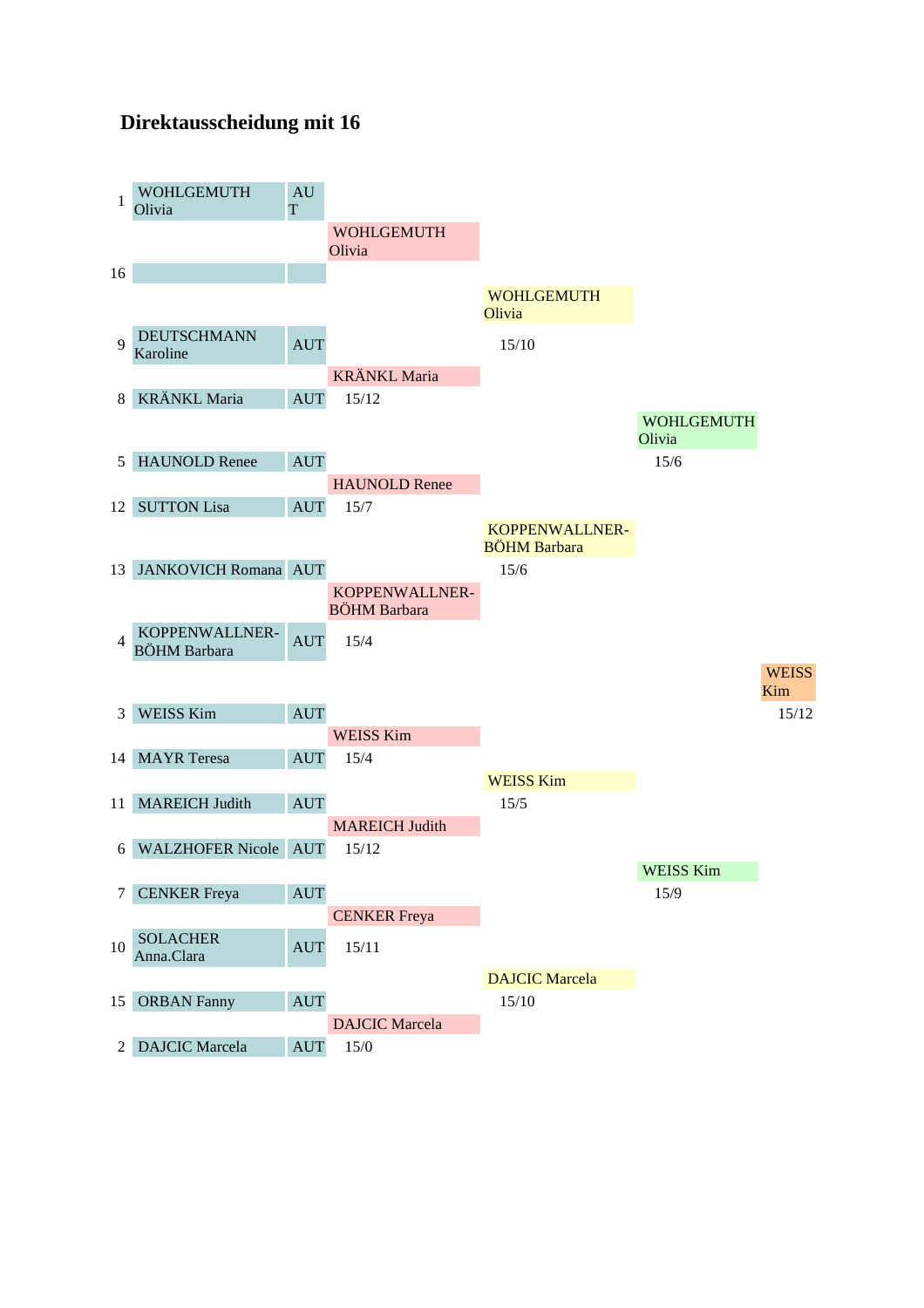# Direktausscheidung mit 16

| Seed | Name | Nation | Round 1 | Quarterfinal | Semifinal | Final |
|---|---|---|---|---|---|---|
| 1 | WOHLGEMUTH Olivia | AUT | WOHLGEMUTH Olivia | | | |
| 16 | | | | WOHLGEMUTH Olivia | | |
| 9 | DEUTSCHMANN Karoline | AUT | | 15/10 | | |
| | | | KRÄNKL Maria | | | |
| 8 | KRÄNKL Maria | AUT | 15/12 | | | |
| | | | | | WOHLGEMUTH Olivia | |
| 5 | HAUNOLD Renee | AUT | | | 15/6 | |
| | | | HAUNOLD Renee | | | |
| 12 | SUTTON Lisa | AUT | 15/7 | | | |
| | | | | KOPPENWALLNER-BÖHM Barbara | | |
| 13 | JANKOVICH Romana | AUT | | 15/6 | | |
| | | | KOPPENWALLNER-BÖHM Barbara | | | |
| 4 | KOPPENWALLNER-BÖHM Barbara | AUT | 15/4 | | | |
| | | | | | | WEISS Kim |
| 3 | WEISS Kim | AUT | | | | 15/12 |
| | | | WEISS Kim | | | |
| 14 | MAYR Teresa | AUT | 15/4 | | | |
| | | | | WEISS Kim | | |
| 11 | MAREICH Judith | AUT | | 15/5 | | |
| | | | MAREICH Judith | | | |
| 6 | WALZHOFER Nicole | AUT | 15/12 | | | |
| | | | | | WEISS Kim | |
| 7 | CENKER Freya | AUT | | | 15/9 | |
| | | | CENKER Freya | | | |
| 10 | SOLACHER Anna.Clara | AUT | 15/11 | | | |
| | | | | DAJCIC Marcela | | |
| 15 | ORBAN Fanny | AUT | | 15/10 | | |
| | | | DAJCIC Marcela | | | |
| 2 | DAJCIC Marcela | AUT | 15/0 | | | |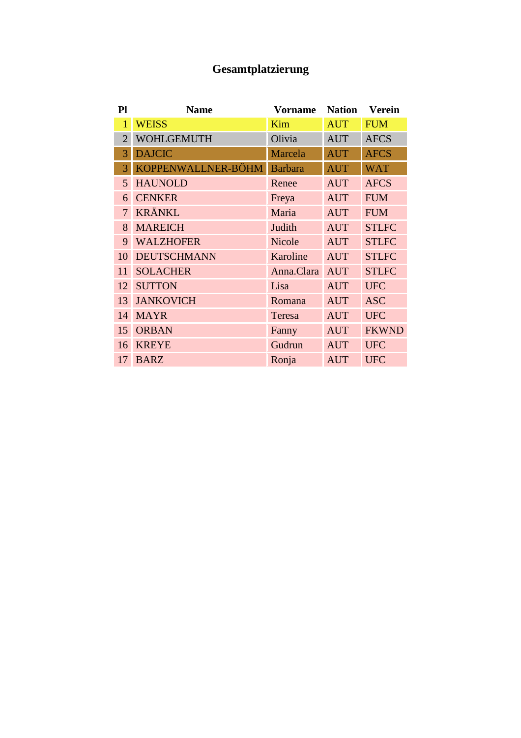# Gesamtplatzierung

| Pl | Name | Vorname | Nation | Verein |
|---|---|---|---|---|
| 1 | WEISS | Kim | AUT | FUM |
| 2 | WOHLGEMUTH | Olivia | AUT | AFCS |
| 3 | DAJCIC | Marcela | AUT | AFCS |
| 3 | KOPPENWALLNER-BÖHM | Barbara | AUT | WAT |
| 5 | HAUNOLD | Renee | AUT | AFCS |
| 6 | CENKER | Freya | AUT | FUM |
| 7 | KRÄNKL | Maria | AUT | FUM |
| 8 | MAREICH | Judith | AUT | STLFC |
| 9 | WALZHOFER | Nicole | AUT | STLFC |
| 10 | DEUTSCHMANN | Karoline | AUT | STLFC |
| 11 | SOLACHER | Anna.Clara | AUT | STLFC |
| 12 | SUTTON | Lisa | AUT | UFC |
| 13 | JANKOVICH | Romana | AUT | ASC |
| 14 | MAYR | Teresa | AUT | UFC |
| 15 | ORBAN | Fanny | AUT | FKWND |
| 16 | KREYE | Gudrun | AUT | UFC |
| 17 | BARZ | Ronja | AUT | UFC |